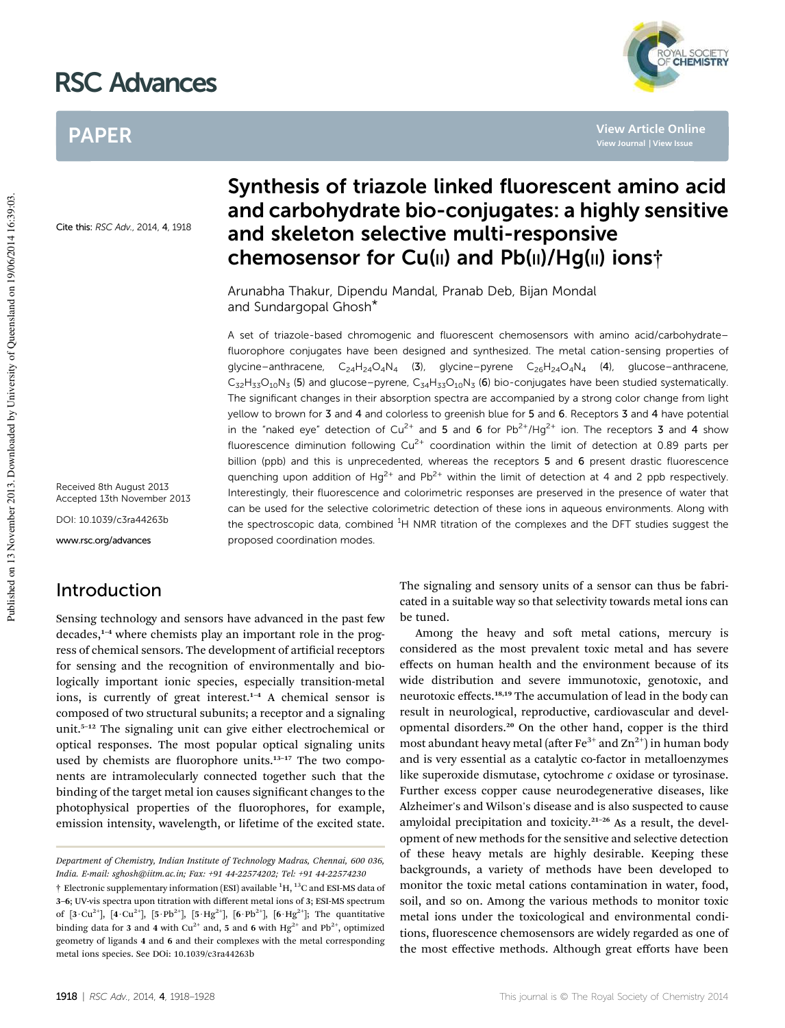# Synthesis of triazole linked fluorescent amino acid and carbohydrate bio-conjugates: a highly sensitive and skeleton selective multi-responsive chemosensor for Cu(II) and Pb(II)/Hg(II) ions†

Arunabha Thakur, Dipendu Mandal, Pranab Deb, Bijan Mondal and Sundargopal Ghosh*

Cite this: RSC Adv., 2014, 4, 1918

Received 8th August 2013
Accepted 13th November 2013

DOI: 10.1039/c3ra44263b

www.rsc.org/advances

A set of triazole-based chromogenic and fluorescent chemosensors with amino acid/carbohydrate–fluorophore conjugates have been designed and synthesized. The metal cation-sensing properties of glycine–anthracene, $C_{24}H_{24}O_4N_4$ (**3**), glycine–pyrene $C_{26}H_{24}O_4N_4$ (**4**), glucose–anthracene, $C_{32}H_{33}O_{10}N_3$ (**5**) and glucose–pyrene, $C_{34}H_{33}O_{10}N_3$ (**6**) bio-conjugates have been studied systematically. The significant changes in their absorption spectra are accompanied by a strong color change from light yellow to brown for **3** and **4** and colorless to greenish blue for **5** and **6**. Receptors **3** and **4** have potential in the "naked eye" detection of $Cu^{2+}$ and **5** and **6** for $Pb^{2+}$/$Hg^{2+}$ ion. The receptors **3** and **4** show fluorescence diminution following $Cu^{2+}$ coordination within the limit of detection at 0.89 parts per billion (ppb) and this is unprecedented, whereas the receptors **5** and **6** present drastic fluorescence quenching upon addition of $Hg^{2+}$ and $Pb^{2+}$ within the limit of detection at 4 and 2 ppb respectively. Interestingly, their fluorescence and colorimetric responses are preserved in the presence of water that can be used for the selective colorimetric detection of these ions in aqueous environments. Along with the spectroscopic data, combined $^1$H NMR titration of the complexes and the DFT studies suggest the proposed coordination modes.

## Introduction

Sensing technology and sensors have advanced in the past few decades,[1–4] where chemists play an important role in the progress of chemical sensors. The development of artificial receptors for sensing and the recognition of environmentally and biologically important ionic species, especially transition-metal ions, is currently of great interest.[1–4] A chemical sensor is composed of two structural subunits; a receptor and a signaling unit.[5–12] The signaling unit can give either electrochemical or optical responses. The most popular optical signaling units used by chemists are fluorophore units.[13–17] The two components are intramolecularly connected together such that the binding of the target metal ion causes significant changes to the photophysical properties of the fluorophores, for example, emission intensity, wavelength, or lifetime of the excited state. The signaling and sensory units of a sensor can thus be fabricated in a suitable way so that selectivity towards metal ions can be tuned.

Among the heavy and soft metal cations, mercury is considered as the most prevalent toxic metal and has severe effects on human health and the environment because of its wide distribution and severe immunotoxic, genotoxic, and neurotoxic effects.[18,19] The accumulation of lead in the body can result in neurological, reproductive, cardiovascular and developmental disorders.[20] On the other hand, copper is the third most abundant heavy metal (after $Fe^{3+}$ and $Zn^{2+}$) in human body and is very essential as a catalytic co-factor in metalloenzymes like superoxide dismutase, cytochrome *c* oxidase or tyrosinase. Further excess copper cause neurodegenerative diseases, like Alzheimer's and Wilson's disease and is also suspected to cause amyloidal precipitation and toxicity.[21–26] As a result, the development of new methods for the sensitive and selective detection of these heavy metals are highly desirable. Keeping these backgrounds, a variety of methods have been developed to monitor the toxic metal cations contamination in water, food, soil, and so on. Among the various methods to monitor toxic metal ions under the toxicological and environmental conditions, fluorescence chemosensors are widely regarded as one of the most effective methods. Although great efforts have been

*Department of Chemistry, Indian Institute of Technology Madras, Chennai, 600 036, India. E-mail: sghosh@iitm.ac.in; Fax: +91 44-22574202; Tel: +91 44-22574230*

† Electronic supplementary information (ESI) available $^1$H, $^{13}$C and ESI-MS data of **3–6**; UV-vis spectra upon titration with different metal ions of **3**; ESI-MS spectrum of [$\mathbf{3}\cdot Cu^{2+}$], [$\mathbf{4}\cdot Cu^{2+}$], [$\mathbf{5}\cdot Pb^{2+}$], [$\mathbf{5}\cdot Hg^{2+}$], [$\mathbf{6}\cdot Pb^{2+}$], [$\mathbf{6}\cdot Hg^{2+}$]; The quantitative binding data for **3** and **4** with $Cu^{2+}$ and, **5** and **6** with $Hg^{2+}$ and $Pb^{2+}$, optimized geometry of ligands **4** and **6** and their complexes with the metal corresponding metal ions species. See DOI: 10.1039/c3ra44263b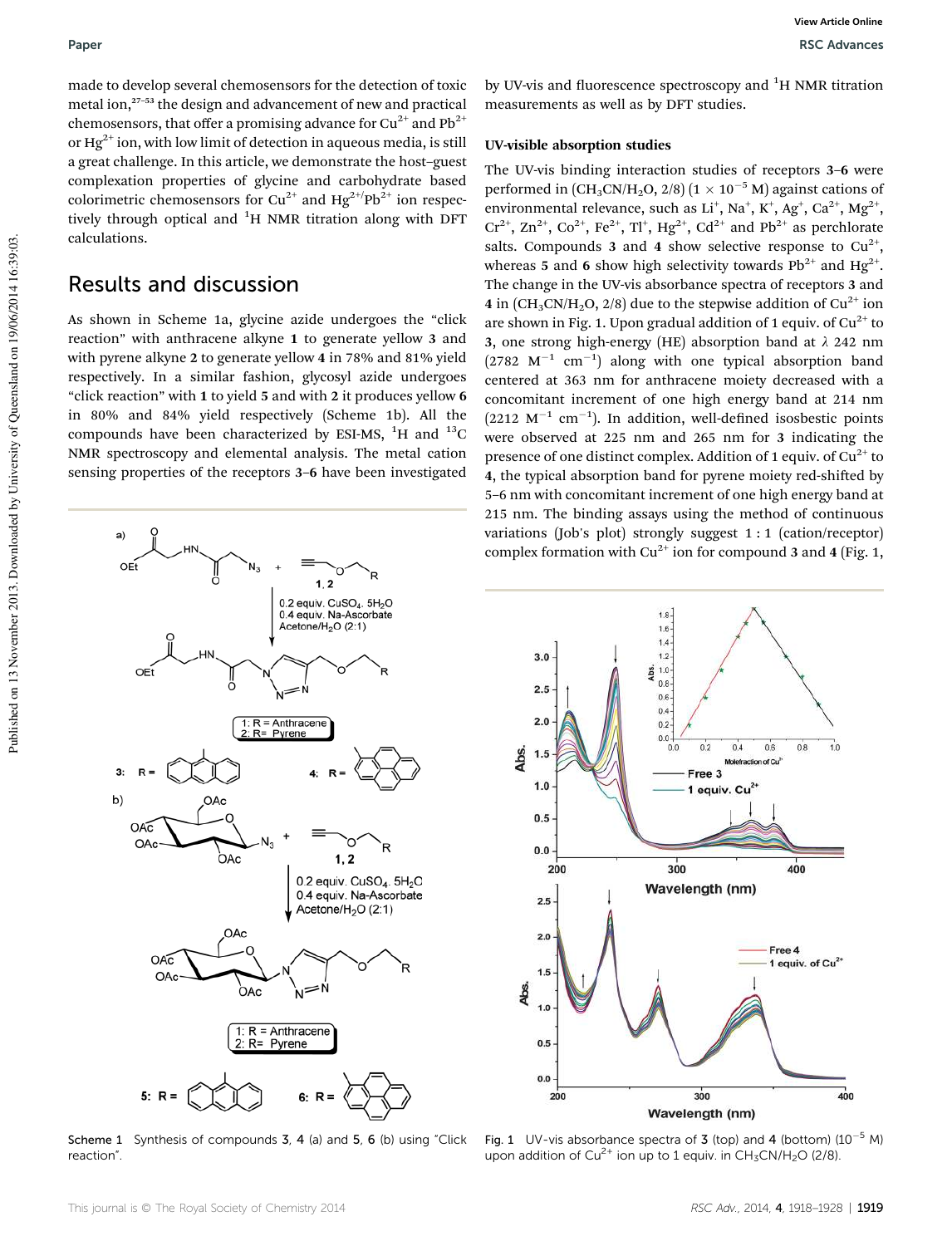made to develop several chemosensors for the detection of toxic metal ion,[27–53] the design and advancement of new and practical chemosensors, that offer a promising advance for $Cu^{2+}$ and $Pb^{2+}$ or $Hg^{2+}$ ion, with low limit of detection in aqueous media, is still a great challenge. In this article, we demonstrate the host–guest complexation properties of glycine and carbohydrate based colorimetric chemosensors for $Cu^{2+}$ and $Hg^{2+}/Pb^{2+}$ ion respectively through optical and $^{1}H$ NMR titration along with DFT calculations.

## Results and discussion

As shown in Scheme 1a, glycine azide undergoes the "click reaction" with anthracene alkyne **1** to generate yellow **3** and with pyrene alkyne **2** to generate yellow **4** in 78% and 81% yield respectively. In a similar fashion, glycosyl azide undergoes "click reaction" with **1** to yield **5** and with **2** it produces yellow **6** in 80% and 84% yield respectively (Scheme 1b). All the compounds have been characterized by ESI-MS, $^{1}H$ and $^{13}C$ NMR spectroscopy and elemental analysis. The metal cation sensing properties of the receptors **3–6** have been investigated by UV-vis and fluorescence spectroscopy and $^{1}H$ NMR titration measurements as well as by DFT studies.

Scheme 1 Synthesis of compounds **3**, **4** (a) and **5**, **6** (b) using "Click reaction".

### UV-visible absorption studies

The UV-vis binding interaction studies of receptors **3–6** were performed in ($CH_3CN/H_2O$, 2/8) ($1 \times 10^{-5}$ M) against cations of environmental relevance, such as $Li^{+}$, $Na^{+}$, $K^{+}$, $Ag^{+}$, $Ca^{2+}$, $Mg^{2+}$, $Cr^{2+}$, $Zn^{2+}$, $Co^{2+}$, $Fe^{2+}$, $Tl^{+}$, $Hg^{2+}$, $Cd^{2+}$ and $Pb^{2+}$ as perchlorate salts. Compounds **3** and **4** show selective response to $Cu^{2+}$, whereas **5** and **6** show high selectivity towards $Pb^{2+}$ and $Hg^{2+}$. The change in the UV-vis absorbance spectra of receptors **3** and **4** in ($CH_3CN/H_2O$, 2/8) due to the stepwise addition of $Cu^{2+}$ ion are shown in Fig. 1. Upon gradual addition of 1 equiv. of $Cu^{2+}$ to **3**, one strong high-energy (HE) absorption band at $\lambda$ 242 nm (2782 $M^{-1}$ $cm^{-1}$) along with one typical absorption band centered at 363 nm for anthracene moiety decreased with a concomitant increment of one high energy band at 214 nm (2212 $M^{-1}$ $cm^{-1}$). In addition, well-defined isosbestic points were observed at 225 nm and 265 nm for **3** indicating the presence of one distinct complex. Addition of 1 equiv. of $Cu^{2+}$ to **4**, the typical absorption band for pyrene moiety red-shifted by 5–6 nm with concomitant increment of one high energy band at 215 nm. The binding assays using the method of continuous variations (Job's plot) strongly suggest 1 : 1 (cation/receptor) complex formation with $Cu^{2+}$ ion for compound **3** and **4** (Fig. 1,

Fig. 1 UV-vis absorbance spectra of **3** (top) and **4** (bottom) ($10^{-5}$ M) upon addition of $Cu^{2+}$ ion up to 1 equiv. in $CH_3CN/H_2O$ (2/8).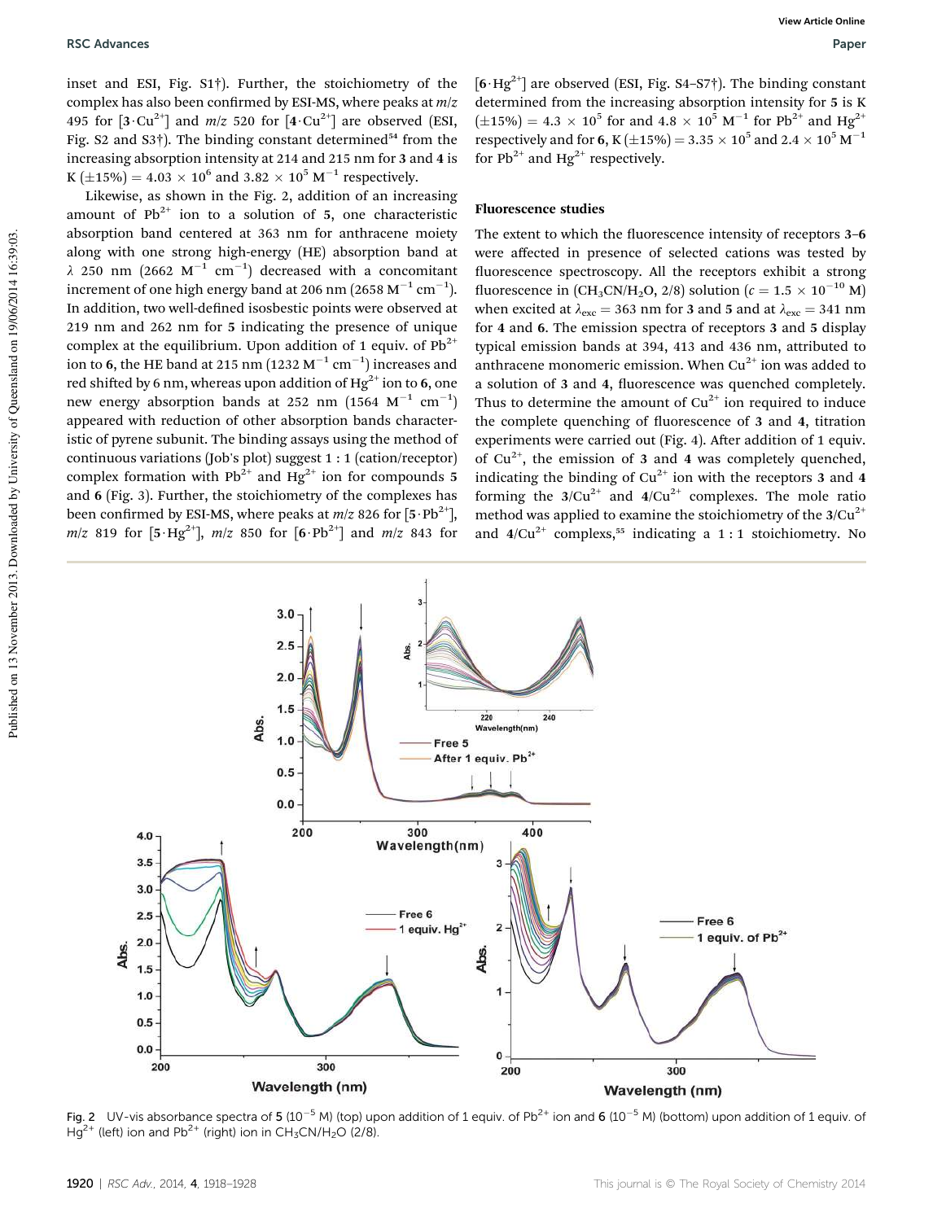inset and ESI, Fig. S1†). Further, the stoichiometry of the complex has also been confirmed by ESI-MS, where peaks at $m/z$ 495 for [$3 \cdot Cu^{2+}$] and $m/z$ 520 for [$4 \cdot Cu^{2+}$] are observed (ESI, Fig. S2 and S3†). The binding constant determined[54] from the increasing absorption intensity at 214 and 215 nm for **3** and **4** is K ($\pm$15%) = $4.03 \times 10^6$ and $3.82 \times 10^5$ $M^{-1}$ respectively.

Likewise, as shown in the Fig. 2, addition of an increasing amount of $Pb^{2+}$ ion to a solution of **5**, one characteristic absorption band centered at 363 nm for anthracene moiety along with one strong high-energy (HE) absorption band at $\lambda$ 250 nm (2662 $M^{-1}$ $cm^{-1}$) decreased with a concomitant increment of one high energy band at 206 nm (2658 $M^{-1}$ $cm^{-1}$). In addition, two well-defined isosbestic points were observed at 219 nm and 262 nm for **5** indicating the presence of unique complex at the equilibrium. Upon addition of 1 equiv. of $Pb^{2+}$ ion to **6**, the HE band at 215 nm (1232 $M^{-1}$ $cm^{-1}$) increases and red shifted by 6 nm, whereas upon addition of $Hg^{2+}$ ion to **6**, one new energy absorption bands at 252 nm (1564 $M^{-1}$ $cm^{-1}$) appeared with reduction of other absorption bands characteristic of pyrene subunit. The binding assays using the method of continuous variations (Job's plot) suggest 1 : 1 (cation/receptor) complex formation with $Pb^{2+}$ and $Hg^{2+}$ ion for compounds **5** and **6** (Fig. 3). Further, the stoichiometry of the complexes has been confirmed by ESI-MS, where peaks at $m/z$ 826 for [$5 \cdot Pb^{2+}$], $m/z$ 819 for [$5 \cdot Hg^{2+}$], $m/z$ 850 for [$6 \cdot Pb^{2+}$] and $m/z$ 843 for [$6 \cdot Hg^{2+}$] are observed (ESI, Fig. S4–S7†). The binding constant determined from the increasing absorption intensity for **5** is K ($\pm$15%) = $4.3 \times 10^5$ for and $4.8 \times 10^5$ $M^{-1}$ for $Pb^{2+}$ and $Hg^{2+}$ respectively and for **6**, K ($\pm$15%) = $3.35 \times 10^5$ and $2.4 \times 10^5$ $M^{-1}$ for $Pb^{2+}$ and $Hg^{2+}$ respectively.

### Fluorescence studies

The extent to which the fluorescence intensity of receptors **3–6** were affected in presence of selected cations was tested by fluorescence spectroscopy. All the receptors exhibit a strong fluorescence in ($CH_3CN/H_2O$, 2/8) solution ($c = 1.5 \times 10^{-10}$ M) when excited at $\lambda_{exc}$ = 363 nm for **3** and **5** and at $\lambda_{exc}$ = 341 nm for **4** and **6**. The emission spectra of receptors **3** and **5** display typical emission bands at 394, 413 and 436 nm, attributed to anthracene monomeric emission. When $Cu^{2+}$ ion was added to a solution of **3** and **4**, fluorescence was quenched completely. Thus to determine the amount of $Cu^{2+}$ ion required to induce the complete quenching of fluorescence of **3** and **4**, titration experiments were carried out (Fig. 4). After addition of 1 equiv. of $Cu^{2+}$, the emission of **3** and **4** was completely quenched, indicating the binding of $Cu^{2+}$ ion with the receptors **3** and **4** forming the $3/Cu^{2+}$ and $4/Cu^{2+}$ complexes. The mole ratio method was applied to examine the stoichiometry of the $3/Cu^{2+}$ and $4/Cu^{2+}$ complexes,[55] indicating a 1 : 1 stoichiometry. No

Fig. 2 UV-vis absorbance spectra of **5** ($10^{-5}$ M) (top) upon addition of 1 equiv. of $Pb^{2+}$ ion and **6** ($10^{-5}$ M) (bottom) upon addition of 1 equiv. of $Hg^{2+}$ (left) ion and $Pb^{2+}$ (right) ion in $CH_3CN/H_2O$ (2/8).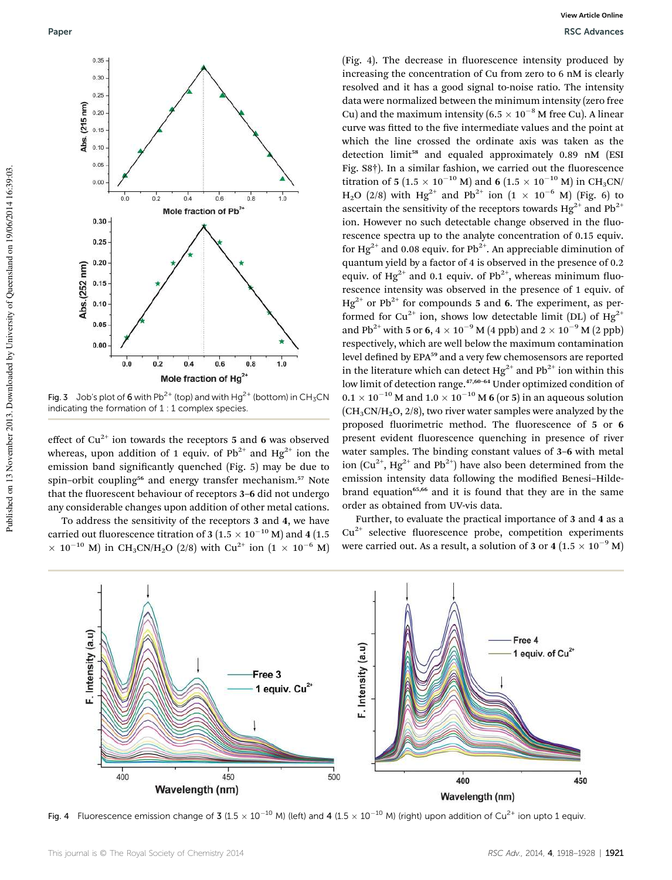Fig. 3 Job's plot of **6** with $Pb^{2+}$ (top) and with $Hg^{2+}$ (bottom) in $CH_3CN$ indicating the formation of 1 : 1 complex species.

effect of $Cu^{2+}$ ion towards the receptors **5** and **6** was observed whereas, upon addition of 1 equiv. of $Pb^{2+}$ and $Hg^{2+}$ ion the emission band significantly quenched (Fig. 5) may be due to spin–orbit coupling[56] and energy transfer mechanism.[57] Note that the fluorescent behaviour of receptors **3**–**6** did not undergo any considerable changes upon addition of other metal cations.

To address the sensitivity of the receptors **3** and **4**, we have carried out fluorescence titration of **3** ($1.5 \times 10^{-10}$ M) and **4** ($1.5 \times 10^{-10}$ M) in $CH_3CN/H_2O$ (2/8) with $Cu^{2+}$ ion ($1 \times 10^{-6}$ M) (Fig. 4). The decrease in fluorescence intensity produced by increasing the concentration of Cu from zero to 6 nM is clearly resolved and it has a good signal to-noise ratio. The intensity data were normalized between the minimum intensity (zero free Cu) and the maximum intensity ($6.5 \times 10^{-8}$ M free Cu). A linear curve was fitted to the five intermediate values and the point at which the line crossed the ordinate axis was taken as the detection limit[58] and equaled approximately 0.89 nM (ESI Fig. S8†). In a similar fashion, we carried out the fluorescence titration of **5** ($1.5 \times 10^{-10}$ M) and **6** ($1.5 \times 10^{-10}$ M) in $CH_3CN/H_2O$ (2/8) with $Hg^{2+}$ and $Pb^{2+}$ ion ($1 \times 10^{-6}$ M) (Fig. 6) to ascertain the sensitivity of the receptors towards $Hg^{2+}$ and $Pb^{2+}$ ion. However no such detectable change observed in the fluorescence spectra up to the analyte concentration of 0.15 equiv. for $Hg^{2+}$ and 0.08 equiv. for $Pb^{2+}$. An appreciable diminution of quantum yield by a factor of 4 is observed in the presence of 0.2 equiv. of $Hg^{2+}$ and 0.1 equiv. of $Pb^{2+}$, whereas minimum fluorescence intensity was observed in the presence of 1 equiv. of $Hg^{2+}$ or $Pb^{2+}$ for compounds **5** and **6**. The experiment, as performed for $Cu^{2+}$ ion, shows low detectable limit (DL) of $Hg^{2+}$ and $Pb^{2+}$ with **5** or **6**, $4 \times 10^{-9}$ M (4 ppb) and $2 \times 10^{-9}$ M (2 ppb) respectively, which are well below the maximum contamination level defined by EPA[59] and a very few chemosensors are reported in the literature which can detect $Hg^{2+}$ and $Pb^{2+}$ ion within this low limit of detection range.[47,60–64] Under optimized condition of $0.1 \times 10^{-10}$ M and $1.0 \times 10^{-10}$ M **6** (or **5**) in an aqueous solution ($CH_3CN/H_2O$, 2/8), two river water samples were analyzed by the proposed fluorimetric method. The fluorescence of **5** or **6** present evident fluorescence quenching in presence of river water samples. The binding constant values of **3**–**6** with metal ion ($Cu^{2+}$, $Hg^{2+}$ and $Pb^{2+}$) have also been determined from the emission intensity data following the modified Benesi–Hildebrand equation[65,66] and it is found that they are in the same order as obtained from UV-vis data.

Further, to evaluate the practical importance of **3** and **4** as a $Cu^{2+}$ selective fluorescence probe, competition experiments were carried out. As a result, a solution of **3** or **4** ($1.5 \times 10^{-9}$ M)

Fig. 4 Fluorescence emission change of **3** ($1.5 \times 10^{-10}$ M) (left) and **4** ($1.5 \times 10^{-10}$ M) (right) upon addition of $Cu^{2+}$ ion upto 1 equiv.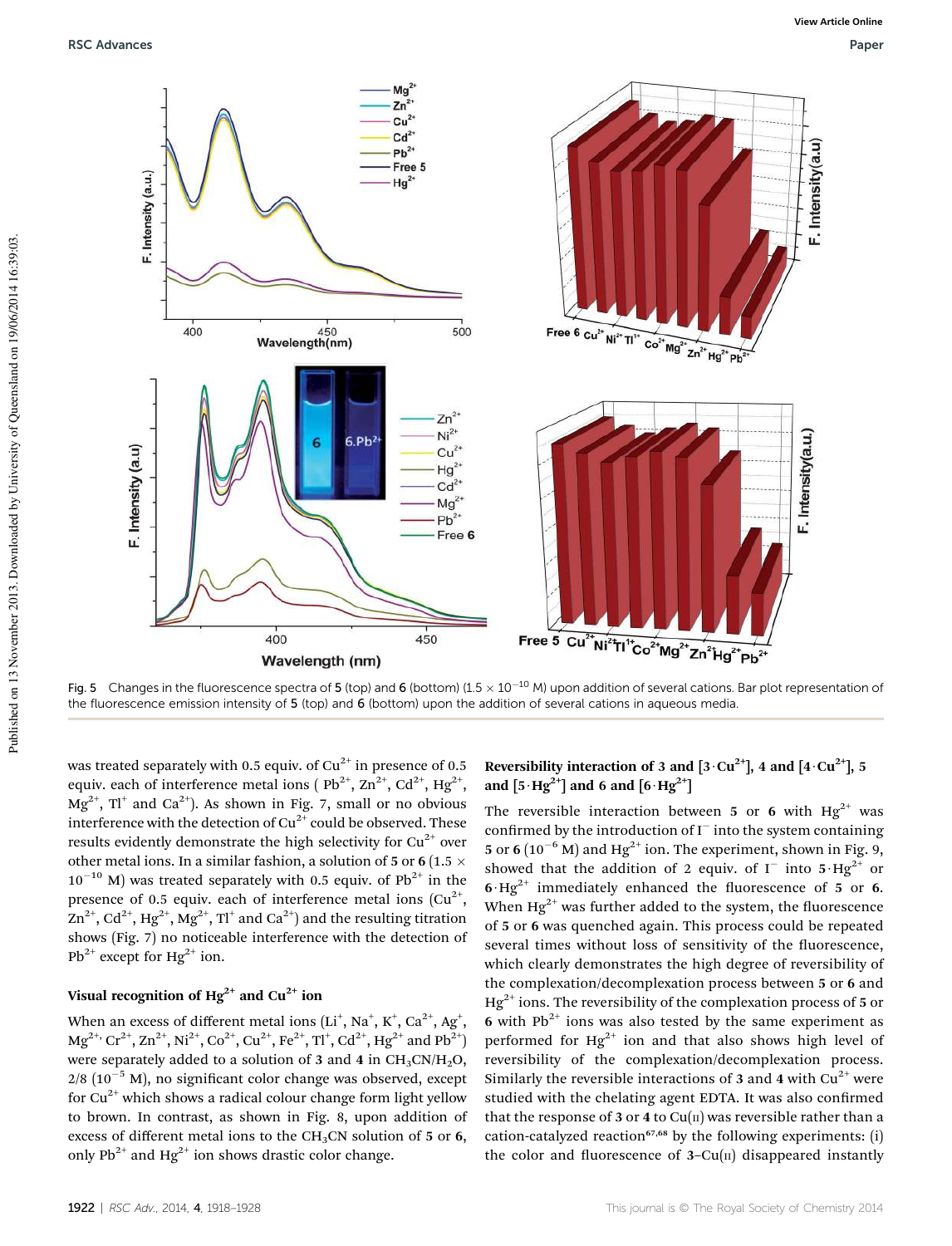Fig. 5 Changes in the fluorescence spectra of **5** (top) and **6** (bottom) ($1.5 \times 10^{-10}$ M) upon addition of several cations. Bar plot representation of the fluorescence emission intensity of **5** (top) and **6** (bottom) upon the addition of several cations in aqueous media.

was treated separately with 0.5 equiv. of $Cu^{2+}$ in presence of 0.5 equiv. each of interference metal ions ( $Pb^{2+}$, $Zn^{2+}$, $Cd^{2+}$, $Hg^{2+}$, $Mg^{2+}$, $Tl^{+}$ and $Ca^{2+}$). As shown in Fig. 7, small or no obvious interference with the detection of $Cu^{2+}$ could be observed. These results evidently demonstrate the high selectivity for $Cu^{2+}$ over other metal ions. In a similar fashion, a solution of **5** or **6** ($1.5 \times 10^{-10}$ M) was treated separately with 0.5 equiv. of $Pb^{2+}$ in the presence of 0.5 equiv. each of interference metal ions ($Cu^{2+}$, $Zn^{2+}$, $Cd^{2+}$, $Hg^{2+}$, $Mg^{2+}$, $Tl^{+}$ and $Ca^{2+}$) and the resulting titration shows (Fig. 7) no noticeable interference with the detection of $Pb^{2+}$ except for $Hg^{2+}$ ion.

### Visual recognition of $Hg^{2+}$ and $Cu^{2+}$ ion

When an excess of different metal ions ($Li^{+}$, $Na^{+}$, $K^{+}$, $Ca^{2+}$, $Ag^{+}$, $Mg^{2+}$, $Cr^{2+}$, $Zn^{2+}$, $Ni^{2+}$, $Co^{2+}$, $Cu^{2+}$, $Fe^{2+}$, $Tl^{+}$, $Cd^{2+}$, $Hg^{2+}$ and $Pb^{2+}$) were separately added to a solution of **3** and **4** in $CH_3CN/H_2O$, 2/8 ($10^{-5}$ M), no significant color change was observed, except for $Cu^{2+}$ which shows a radical colour change form light yellow to brown. In contrast, as shown in Fig. 8, upon addition of excess of different metal ions to the $CH_3CN$ solution of **5** or **6**, only $Pb^{2+}$ and $Hg^{2+}$ ion shows drastic color change.

### Reversibility interaction of 3 and $[3 \cdot Cu^{2+}]$, 4 and $[4 \cdot Cu^{2+}]$, 5 and $[5 \cdot Hg^{2+}]$ and 6 and $[6 \cdot Hg^{2+}]$

The reversible interaction between **5** or **6** with $Hg^{2+}$ was confirmed by the introduction of $I^{-}$ into the system containing **5** or **6** ($10^{-6}$ M) and $Hg^{2+}$ ion. The experiment, shown in Fig. 9, showed that the addition of 2 equiv. of $I^{-}$ into $5 \cdot Hg^{2+}$ or $6 \cdot Hg^{2+}$ immediately enhanced the fluorescence of **5** or **6**. When $Hg^{2+}$ was further added to the system, the fluorescence of **5** or **6** was quenched again. This process could be repeated several times without loss of sensitivity of the fluorescence, which clearly demonstrates the high degree of reversibility of the complexation/decomplexation process between **5** or **6** and $Hg^{2+}$ ions. The reversibility of the complexation process of **5** or **6** with $Pb^{2+}$ ions was also tested by the same experiment as performed for $Hg^{2+}$ ion and that also shows high level of reversibility of the complexation/decomplexation process. Similarly the reversible interactions of **3** and **4** with $Cu^{2+}$ were studied with the chelating agent EDTA. It was also confirmed that the response of **3** or **4** to Cu(II) was reversible rather than a cation-catalyzed reaction[67,68] by the following experiments: (i) the color and fluorescence of **3**–Cu(II) disappeared instantly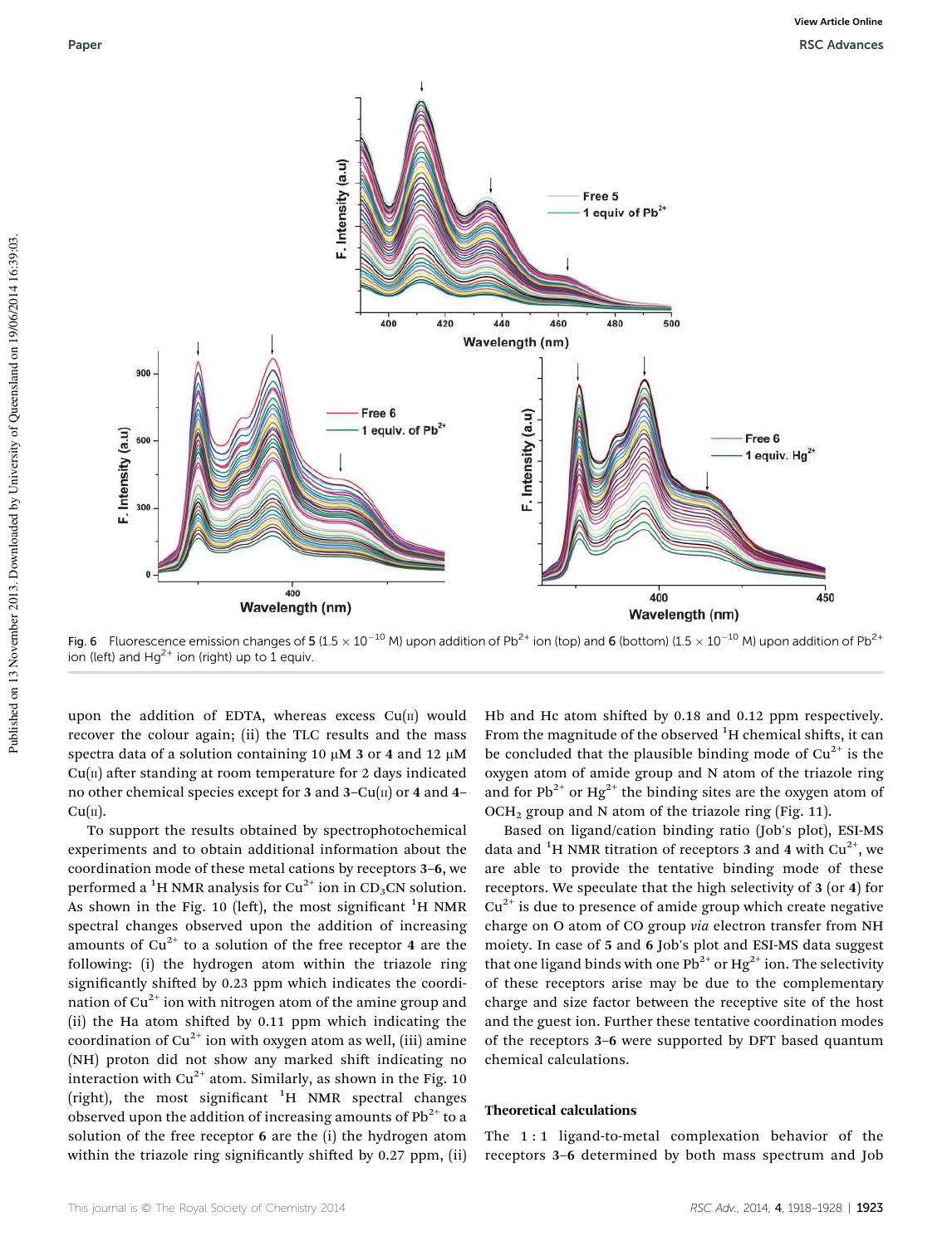Fig. 6 Fluorescence emission changes of **5** ($1.5 \times 10^{-10}$ M) upon addition of $Pb^{2+}$ ion (top) and **6** (bottom) ($1.5 \times 10^{-10}$ M) upon addition of $Pb^{2+}$ ion (left) and $Hg^{2+}$ ion (right) up to 1 equiv.

upon the addition of EDTA, whereas excess Cu(II) would recover the colour again; (ii) the TLC results and the mass spectra data of a solution containing 10 μM **3** or **4** and 12 μM Cu(II) after standing at room temperature for 2 days indicated no other chemical species except for **3** and **3**–Cu(II) or **4** and **4**–Cu(II).

To support the results obtained by spectrophotochemical experiments and to obtain additional information about the coordination mode of these metal cations by receptors **3–6**, we performed a $^1H$ NMR analysis for $Cu^{2+}$ ion in $CD_3CN$ solution. As shown in the Fig. 10 (left), the most significant $^1H$ NMR spectral changes observed upon the addition of increasing amounts of $Cu^{2+}$ to a solution of the free receptor **4** are the following: (i) the hydrogen atom within the triazole ring significantly shifted by 0.23 ppm which indicates the coordination of $Cu^{2+}$ ion with nitrogen atom of the amine group and (ii) the Ha atom shifted by 0.11 ppm which indicating the coordination of $Cu^{2+}$ ion with oxygen atom as well, (iii) amine (NH) proton did not show any marked shift indicating no interaction with $Cu^{2+}$ atom. Similarly, as shown in the Fig. 10 (right), the most significant $^1H$ NMR spectral changes observed upon the addition of increasing amounts of $Pb^{2+}$ to a solution of the free receptor **6** are the (i) the hydrogen atom within the triazole ring significantly shifted by 0.27 ppm, (ii) Hb and Hc atom shifted by 0.18 and 0.12 ppm respectively. From the magnitude of the observed $^1H$ chemical shifts, it can be concluded that the plausible binding mode of $Cu^{2+}$ is the oxygen atom of amide group and N atom of the triazole ring and for $Pb^{2+}$ or $Hg^{2+}$ the binding sites are the oxygen atom of $OCH_2$ group and N atom of the triazole ring (Fig. 11).

Based on ligand/cation binding ratio (Job's plot), ESI-MS data and $^1H$ NMR titration of receptors **3** and **4** with $Cu^{2+}$, we are able to provide the tentative binding mode of these receptors. We speculate that the high selectivity of **3** (or **4**) for $Cu^{2+}$ is due to presence of amide group which create negative charge on O atom of CO group *via* electron transfer from NH moiety. In case of **5** and **6** Job's plot and ESI-MS data suggest that one ligand binds with one $Pb^{2+}$ or $Hg^{2+}$ ion. The selectivity of these receptors arise may be due to the complementary charge and size factor between the receptive site of the host and the guest ion. Further these tentative coordination modes of the receptors **3–6** were supported by DFT based quantum chemical calculations.

### Theoretical calculations

The 1 : 1 ligand-to-metal complexation behavior of the receptors **3–6** determined by both mass spectrum and Job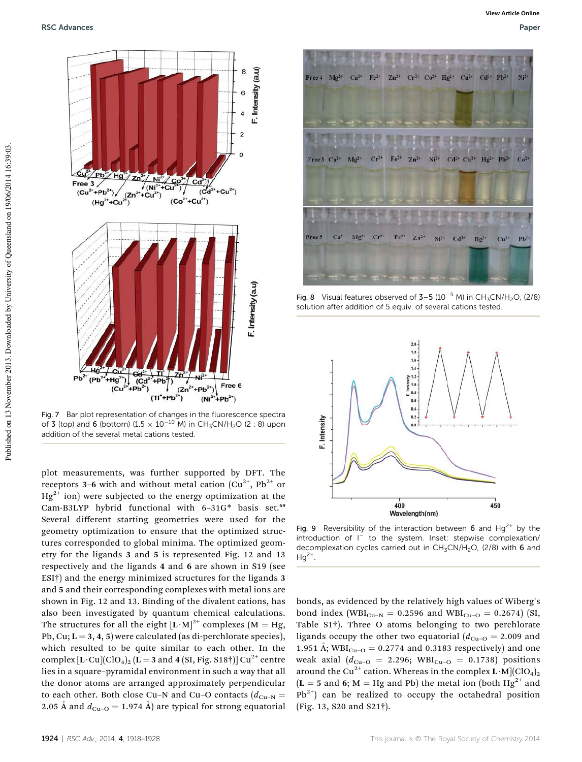Fig. 7 Bar plot representation of changes in the fluorescence spectra of **3** (top) and **6** (bottom) ($1.5 \times 10^{-10}$ M) in $CH_3CN/H_2O$ (2 : 8) upon addition of the several metal cations tested.

Fig. 8 Visual features observed of **3–5** ($10^{-5}$ M) in $CH_3CN/H_2O$, (2/8) solution after addition of 5 equiv. of several cations tested.

Fig. 9 Reversibility of the interaction between **6** and $Hg^{2+}$ by the introduction of $I^-$ to the system. Inset: stepwise complexation/decomplexation cycles carried out in $CH_3CN/H_2O$, (2/8) with **6** and $Hg^{2+}$.

plot measurements, was further supported by DFT. The receptors **3–6** with and without metal cation ($Cu^{2+}$, $Pb^{2+}$ or $Hg^{2+}$ ion) were subjected to the energy optimization at the Cam-B3LYP hybrid functional with 6-31G* basis set.[69] Several different starting geometries were used for the geometry optimization to ensure that the optimized structures corresponded to global minima. The optimized geometry for the ligands **3** and **5** is represented Fig. 12 and 13 respectively and the ligands **4** and **6** are shown in S19 (see ESI†) and the energy minimized structures for the ligands **3** and **5** and their corresponding complexes with metal ions are shown in Fig. 12 and 13. Binding of the divalent cations, has also been investigated by quantum chemical calculations. The structures for all the eight $[\mathbf{L}\cdot M]^{2+}$ complexes (M = Hg, Pb, Cu; **L** = **3**, **4**, **5**) were calculated (as di-perchlorate species), which resulted to be quite similar to each other. In the complex $[\mathbf{L}\cdot Cu](ClO_4)_2$ (**L** = **3** and **4** (SI, Fig. S18†)) $Cu^{2+}$ centre lies in a square–pyramidal environment in such a way that all the donor atoms are arranged approximately perpendicular to each other. Both close Cu–N and Cu–O contacts ($d_{Cu-N}$ = 2.05 Å and $d_{Cu-O}$ = 1.974 Å) are typical for strong equatorial bonds, as evidenced by the relatively high values of Wiberg's bond index ($WBI_{Cu-N}$ = 0.2596 and $WBI_{Cu-O}$ = 0.2674) (SI, Table S1†). Three O atoms belonging to two perchlorate ligands occupy the other two equatorial ($d_{Cu-O}$ = 2.009 and 1.951 Å; $WBI_{Cu-O}$ = 0.2774 and 0.3183 respectively) and one weak axial ($d_{Cu-O}$ = 2.296; $WBI_{Cu-O}$ = 0.1738) positions around the $Cu^{2+}$ cation. Whereas in the complex $\mathbf{L}\cdot M](ClO_4)_2$ (**L** = **5** and **6**; M = Hg and Pb) the metal ion (both $Hg^{2+}$ and $Pb^{2+}$) can be realized to occupy the octahedral position (Fig. 13, S20 and S21†).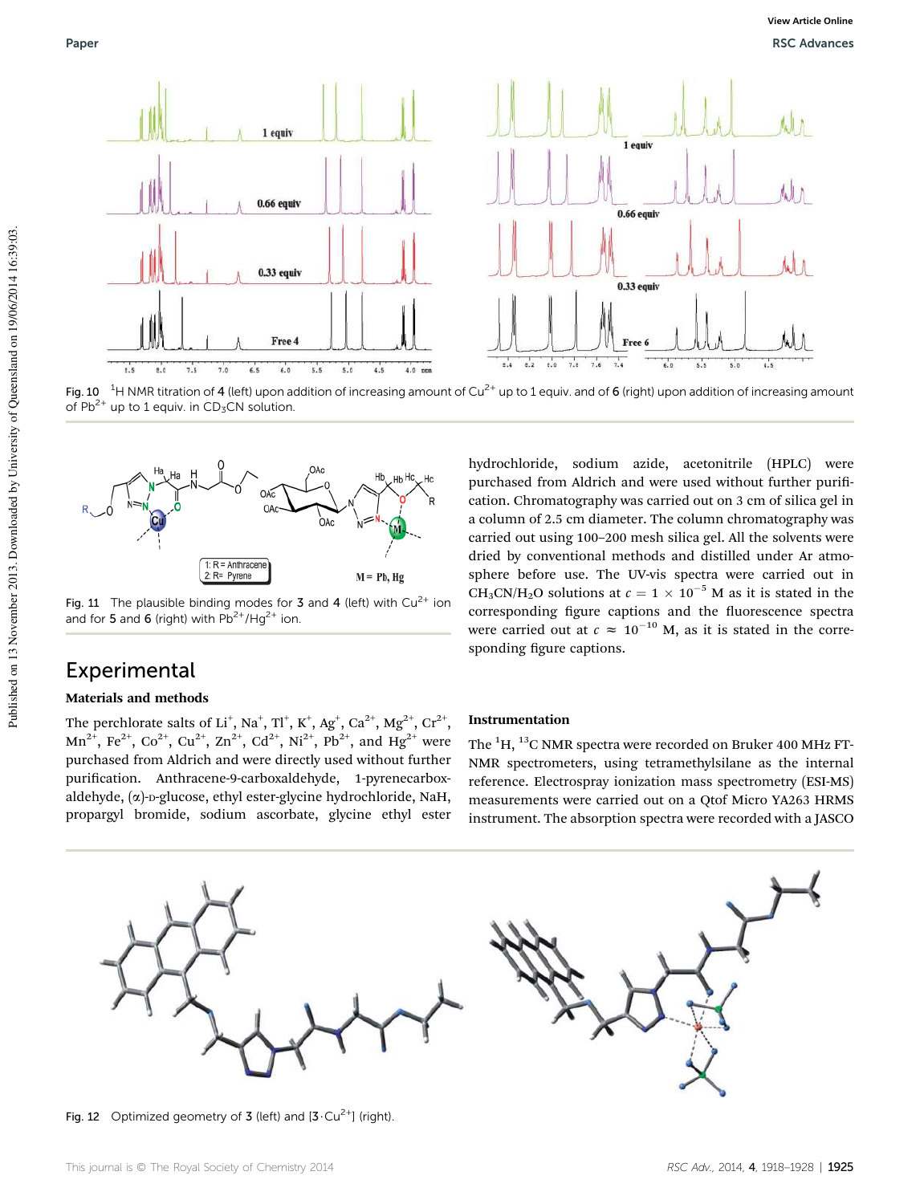Fig. 10 $^1H$ NMR titration of 4 (left) upon addition of increasing amount of $Cu^{2+}$ up to 1 equiv. and of 6 (right) upon addition of increasing amount of $Pb^{2+}$ up to 1 equiv. in $CD_3CN$ solution.

Fig. 11 The plausible binding modes for 3 and 4 (left) with $Cu^{2+}$ ion and for 5 and 6 (right) with $Pb^{2+}$/$Hg^{2+}$ ion.

## Experimental

### Materials and methods

The perchlorate salts of $Li^+$, $Na^+$, $Tl^+$, $K^+$, $Ag^+$, $Ca^{2+}$, $Mg^{2+}$, $Cr^{2+}$, $Mn^{2+}$, $Fe^{2+}$, $Co^{2+}$, $Cu^{2+}$, $Zn^{2+}$, $Cd^{2+}$, $Ni^{2+}$, $Pb^{2+}$, and $Hg^{2+}$ were purchased from Aldrich and were directly used without further purification. Anthracene-9-carboxaldehyde, 1-pyrenecarboxaldehyde, (α)-D-glucose, ethyl ester-glycine hydrochloride, NaH, propargyl bromide, sodium ascorbate, glycine ethyl ester hydrochloride, sodium azide, acetonitrile (HPLC) were purchased from Aldrich and were used without further purification. Chromatography was carried out on 3 cm of silica gel in a column of 2.5 cm diameter. The column chromatography was carried out using 100–200 mesh silica gel. All the solvents were dried by conventional methods and distilled under Ar atmosphere before use. The UV-vis spectra were carried out in $CH_3CN/H_2O$ solutions at $c = 1 \times 10^{-5}$ M as it is stated in the corresponding figure captions and the fluorescence spectra were carried out at $c \approx 10^{-10}$ M, as it is stated in the corresponding figure captions.

### Instrumentation

The $^1H$, $^{13}C$ NMR spectra were recorded on Bruker 400 MHz FT-NMR spectrometers, using tetramethylsilane as the internal reference. Electrospray ionization mass spectrometry (ESI-MS) measurements were carried out on a Qtof Micro YA263 HRMS instrument. The absorption spectra were recorded with a JASCO

Fig. 12 Optimized geometry of 3 (left) and [$3 \cdot Cu^{2+}$] (right).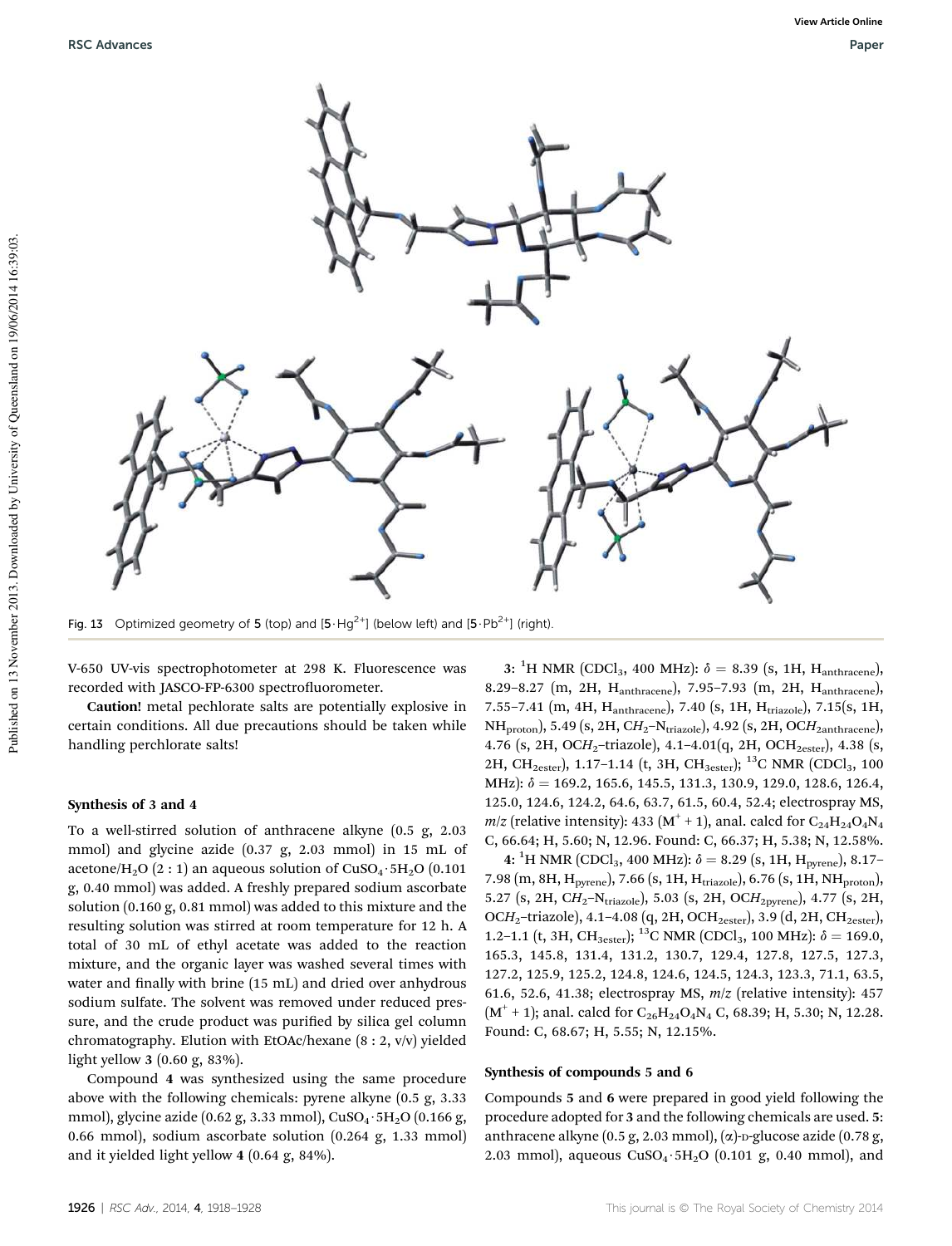Fig. 13 Optimized geometry of **5** (top) and [$\mathbf{5}\cdot Hg^{2+}$] (below left) and [$\mathbf{5}\cdot Pb^{2+}$] (right).

V-650 UV-vis spectrophotometer at 298 K. Fluorescence was recorded with JASCO-FP-6300 spectrofluorometer.

**Caution!** metal pechlorate salts are potentially explosive in certain conditions. All due precautions should be taken while handling perchlorate salts!

### Synthesis of 3 and 4

To a well-stirred solution of anthracene alkyne (0.5 g, 2.03 mmol) and glycine azide (0.37 g, 2.03 mmol) in 15 mL of acetone/$H_2O$ (2 : 1) an aqueous solution of $CuSO_4\cdot 5H_2O$ (0.101 g, 0.40 mmol) was added. A freshly prepared sodium ascorbate solution (0.160 g, 0.81 mmol) was added to this mixture and the resulting solution was stirred at room temperature for 12 h. A total of 30 mL of ethyl acetate was added to the reaction mixture, and the organic layer was washed several times with water and finally with brine (15 mL) and dried over anhydrous sodium sulfate. The solvent was removed under reduced pressure, and the crude product was purified by silica gel column chromatography. Elution with EtOAc/hexane (8 : 2, v/v) yielded light yellow **3** (0.60 g, 83%).

Compound **4** was synthesized using the same procedure above with the following chemicals: pyrene alkyne (0.5 g, 3.33 mmol), glycine azide (0.62 g, 3.33 mmol), $CuSO_4\cdot 5H_2O$ (0.166 g, 0.66 mmol), sodium ascorbate solution (0.264 g, 1.33 mmol) and it yielded light yellow **4** (0.64 g, 84%).

**3**: $^1$H NMR ($CDCl_3$, 400 MHz): $\delta$ = 8.39 (s, 1H, $H_{anthracene}$), 8.29–8.27 (m, 2H, $H_{anthracene}$), 7.95–7.93 (m, 2H, $H_{anthracene}$), 7.55–7.41 (m, 4H, $H_{anthracene}$), 7.40 (s, 1H, $H_{triazole}$), 7.15(s, 1H, $NH_{proton}$), 5.49 (s, 2H, $CH_2$–$N_{triazole}$), 4.92 (s, 2H, $OCH_{2anthracene}$), 4.76 (s, 2H, $OCH_2$–triazole), 4.1–4.01(q, 2H, $OCH_{2ester}$), 4.38 (s, 2H, $CH_{2ester}$), 1.17–1.14 (t, 3H, $CH_{3ester}$); $^{13}$C NMR ($CDCl_3$, 100 MHz): $\delta$ = 169.2, 165.6, 145.5, 131.3, 130.9, 129.0, 128.6, 126.4, 125.0, 124.6, 124.2, 64.6, 63.7, 61.5, 60.4, 52.4; electrospray MS, $m/z$ (relative intensity): 433 ($M^+$ + 1), anal. calcd for $C_{24}H_{24}O_4N_4$ C, 66.64; H, 5.60; N, 12.96. Found: C, 66.37; H, 5.38; N, 12.58%.

**4**: $^1$H NMR ($CDCl_3$, 400 MHz): $\delta$ = 8.29 (s, 1H, $H_{pyrene}$), 8.17–7.98 (m, 8H, $H_{pyrene}$), 7.66 (s, 1H, $H_{triazole}$), 6.76 (s, 1H, $NH_{proton}$), 5.27 (s, 2H, $CH_2$–$N_{triazole}$), 5.03 (s, 2H, $OCH_{2pyrene}$), 4.77 (s, 2H, $OCH_2$–triazole), 4.1–4.08 (q, 2H, $OCH_{2ester}$), 3.9 (d, 2H, $CH_{2ester}$), 1.2–1.1 (t, 3H, $CH_{3ester}$); $^{13}$C NMR ($CDCl_3$, 100 MHz): $\delta$ = 169.0, 165.3, 145.8, 131.4, 131.2, 130.7, 129.4, 127.8, 127.5, 127.3, 127.2, 125.9, 125.2, 124.8, 124.6, 124.5, 124.3, 123.3, 71.1, 63.5, 61.6, 52.6, 41.38; electrospray MS, $m/z$ (relative intensity): 457 ($M^+$ + 1); anal. calcd for $C_{26}H_{24}O_4N_4$ C, 68.39; H, 5.30; N, 12.28. Found: C, 68.67; H, 5.55; N, 12.15%.

### Synthesis of compounds 5 and 6

Compounds **5** and **6** were prepared in good yield following the procedure adopted for **3** and the following chemicals are used. **5**: anthracene alkyne (0.5 g, 2.03 mmol), (α)-D-glucose azide (0.78 g, 2.03 mmol), aqueous $CuSO_4\cdot 5H_2O$ (0.101 g, 0.40 mmol), and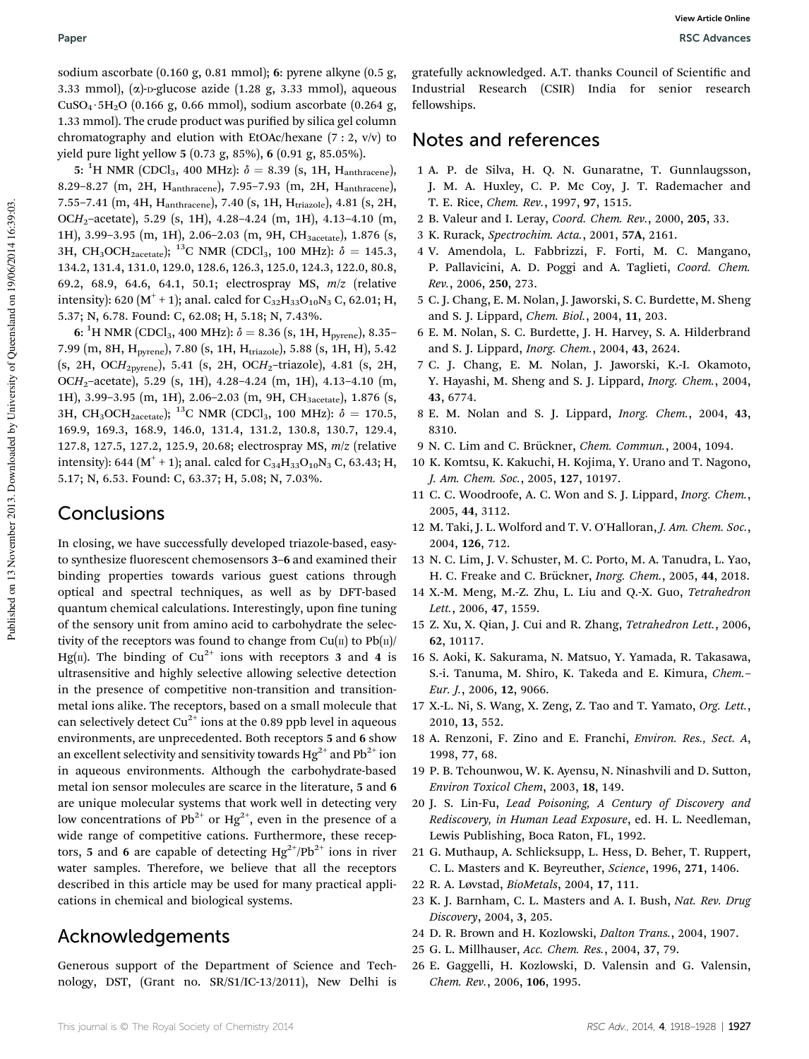sodium ascorbate (0.160 g, 0.81 mmol); **6**: pyrene alkyne (0.5 g, 3.33 mmol), (α)-D-glucose azide (1.28 g, 3.33 mmol), aqueous $CuSO_4 \cdot 5H_2O$ (0.166 g, 0.66 mmol), sodium ascorbate (0.264 g, 1.33 mmol). The crude product was purified by silica gel column chromatography and elution with EtOAc/hexane (7 : 2, v/v) to yield pure light yellow **5** (0.73 g, 85%), **6** (0.91 g, 85.05%).

**5**: $^1H$ NMR ($CDCl_3$, 400 MHz): $\delta$ = 8.39 (s, 1H, $H_{anthracene}$), 8.29–8.27 (m, 2H, $H_{anthracene}$), 7.95–7.93 (m, 2H, $H_{anthracene}$), 7.55–7.41 (m, 4H, $H_{anthracene}$), 7.40 (s, 1H, $H_{triazole}$), 4.81 (s, 2H, $OCH_2$–acetate), 5.29 (s, 1H), 4.28–4.24 (m, 1H), 4.13–4.10 (m, 1H), 3.99–3.95 (m, 1H), 2.06–2.03 (m, 9H, $CH_{3acetate}$), 1.876 (s, 3H, $CH_3OCH_{2acetate}$); $^{13}C$ NMR ($CDCl_3$, 100 MHz): $\delta$ = 145.3, 134.2, 131.4, 131.0, 129.0, 128.6, 126.3, 125.0, 124.3, 122.0, 80.8, 69.2, 68.9, 64.6, 64.1, 50.1; electrospray MS, $m/z$ (relative intensity): 620 ($M^+$ + 1); anal. calcd for $C_{32}H_{33}O_{10}N_3$ C, 62.01; H, 5.37; N, 6.78. Found: C, 62.08; H, 5.18; N, 7.43%.

**6**: $^1H$ NMR ($CDCl_3$, 400 MHz): $\delta$ = 8.36 (s, 1H, $H_{pyrene}$), 8.35–7.99 (m, 8H, $H_{pyrene}$), 7.80 (s, 1H, $H_{triazole}$), 5.88 (s, 1H, H), 5.42 (s, 2H, $OCH_{2pyrene}$), 5.41 (s, 2H, $OCH_2$–triazole), 4.81 (s, 2H, $OCH_2$–acetate), 5.29 (s, 1H), 4.28–4.24 (m, 1H), 4.13–4.10 (m, 1H), 3.99–3.95 (m, 1H), 2.06–2.03 (m, 9H, $CH_{3acetate}$), 1.876 (s, 3H, $CH_3OCH_{2acetate}$); $^{13}C$ NMR ($CDCl_3$, 100 MHz): $\delta$ = 170.5, 169.9, 169.3, 168.9, 146.0, 131.4, 131.2, 130.8, 130.7, 129.4, 127.8, 127.5, 127.2, 125.9, 20.68; electrospray MS, $m/z$ (relative intensity): 644 ($M^+$ + 1); anal. calcd for $C_{34}H_{33}O_{10}N_3$ C, 63.43; H, 5.17; N, 6.53. Found: C, 63.37; H, 5.08; N, 7.03%.

## Conclusions

In closing, we have successfully developed triazole-based, easy-to synthesize fluorescent chemosensors **3–6** and examined their binding properties towards various guest cations through optical and spectral techniques, as well as by DFT-based quantum chemical calculations. Interestingly, upon fine tuning of the sensory unit from amino acid to carbohydrate the selectivity of the receptors was found to change from Cu(II) to Pb(II)/Hg(II). The binding of $Cu^{2+}$ ions with receptors **3** and **4** is ultrasensitive and highly selective allowing selective detection in the presence of competitive non-transition and transition-metal ions alike. The receptors, based on a small molecule that can selectively detect $Cu^{2+}$ ions at the 0.89 ppb level in aqueous environments, are unprecedented. Both receptors **5** and **6** show an excellent selectivity and sensitivity towards $Hg^{2+}$ and $Pb^{2+}$ ion in aqueous environments. Although the carbohydrate-based metal ion sensor molecules are scarce in the literature, **5** and **6** are unique molecular systems that work well in detecting very low concentrations of $Pb^{2+}$ or $Hg^{2+}$, even in the presence of a wide range of competitive cations. Furthermore, these receptors, **5** and **6** are capable of detecting $Hg^{2+}$/$Pb^{2+}$ ions in river water samples. Therefore, we believe that all the receptors described in this article may be used for many practical applications in chemical and biological systems.

## Acknowledgements

Generous support of the Department of Science and Technology, DST, (Grant no. SR/S1/IC-13/2011), New Delhi is gratefully acknowledged. A.T. thanks Council of Scientific and Industrial Research (CSIR) India for senior research fellowships.

## Notes and references

1. A. P. de Silva, H. Q. N. Gunaratne, T. Gunnlaugsson, J. M. A. Huxley, C. P. Mc Coy, J. T. Rademacher and T. E. Rice, *Chem. Rev.*, 1997, **97**, 1515.
2. B. Valeur and I. Leray, *Coord. Chem. Rev.*, 2000, **205**, 33.
3. K. Rurack, *Spectrochim. Acta.*, 2001, **57A**, 2161.
4. V. Amendola, L. Fabbrizzi, F. Forti, M. C. Mangano, P. Pallavicini, A. D. Poggi and A. Taglieti, *Coord. Chem. Rev.*, 2006, **250**, 273.
5. C. J. Chang, E. M. Nolan, J. Jaworski, S. C. Burdette, M. Sheng and S. J. Lippard, *Chem. Biol.*, 2004, **11**, 203.
6. E. M. Nolan, S. C. Burdette, J. H. Harvey, S. A. Hilderbrand and S. J. Lippard, *Inorg. Chem.*, 2004, **43**, 2624.
7. C. J. Chang, E. M. Nolan, J. Jaworski, K.-I. Okamoto, Y. Hayashi, M. Sheng and S. J. Lippard, *Inorg. Chem.*, 2004, **43**, 6774.
8. E. M. Nolan and S. J. Lippard, *Inorg. Chem.*, 2004, **43**, 8310.
9. N. C. Lim and C. Brückner, *Chem. Commun.*, 2004, 1094.
10. K. Komtsu, K. Kakuchi, H. Kojima, Y. Urano and T. Nagono, *J. Am. Chem. Soc.*, 2005, **127**, 10197.
11. C. C. Woodroofe, A. C. Won and S. J. Lippard, *Inorg. Chem.*, 2005, **44**, 3112.
12. M. Taki, J. L. Wolford and T. V. O'Halloran, *J. Am. Chem. Soc.*, 2004, **126**, 712.
13. N. C. Lim, J. V. Schuster, M. C. Porto, M. A. Tanudra, L. Yao, H. C. Freake and C. Brückner, *Inorg. Chem.*, 2005, **44**, 2018.
14. X.-M. Meng, M.-Z. Zhu, L. Liu and Q.-X. Guo, *Tetrahedron Lett.*, 2006, **47**, 1559.
15. Z. Xu, X. Qian, J. Cui and R. Zhang, *Tetrahedron Lett.*, 2006, **62**, 10117.
16. S. Aoki, K. Sakurama, N. Matsuo, Y. Yamada, R. Takasawa, S.-i. Tanuma, M. Shiro, K. Takeda and E. Kimura, *Chem.–Eur. J.*, 2006, **12**, 9066.
17. X.-L. Ni, S. Wang, X. Zeng, Z. Tao and T. Yamato, *Org. Lett.*, 2010, **13**, 552.
18. A. Renzoni, F. Zino and E. Franchi, *Environ. Res., Sect. A*, 1998, **77**, 68.
19. P. B. Tchounwou, W. K. Ayensu, N. Ninashvili and D. Sutton, *Environ Toxicol Chem*, 2003, **18**, 149.
20. J. S. Lin-Fu, *Lead Poisoning, A Century of Discovery and Rediscovery, in Human Lead Exposure*, ed. H. L. Needleman, Lewis Publishing, Boca Raton, FL, 1992.
21. G. Muthaup, A. Schlicksupp, L. Hess, D. Beher, T. Ruppert, C. L. Masters and K. Beyreuther, *Science*, 1996, **271**, 1406.
22. R. A. Løvstad, *BioMetals*, 2004, **17**, 111.
23. K. J. Barnham, C. L. Masters and A. I. Bush, *Nat. Rev. Drug Discovery*, 2004, **3**, 205.
24. D. R. Brown and H. Kozlowski, *Dalton Trans.*, 2004, 1907.
25. G. L. Millhauser, *Acc. Chem. Res.*, 2004, **37**, 79.
26. E. Gaggelli, H. Kozlowski, D. Valensin and G. Valensin, *Chem. Rev.*, 2006, **106**, 1995.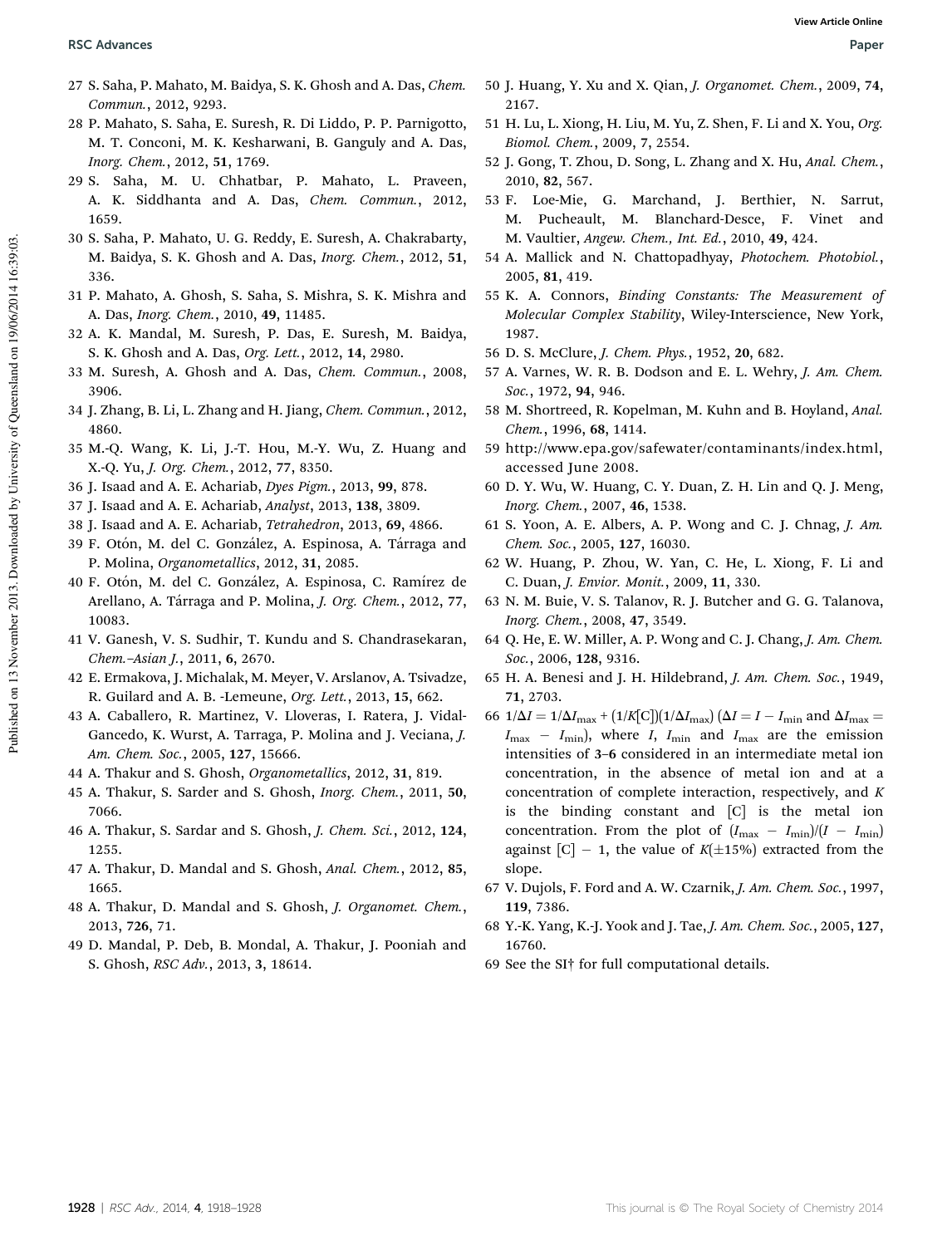27 S. Saha, P. Mahato, M. Baidya, S. K. Ghosh and A. Das, *Chem. Commun.*, 2012, 9293.

28 P. Mahato, S. Saha, E. Suresh, R. Di Liddo, P. P. Parnigotto, M. T. Conconi, M. K. Kesharwani, B. Ganguly and A. Das, *Inorg. Chem.*, 2012, **51**, 1769.

29 S. Saha, M. U. Chhatbar, P. Mahato, L. Praveen, A. K. Siddhanta and A. Das, *Chem. Commun.*, 2012, 1659.

30 S. Saha, P. Mahato, U. G. Reddy, E. Suresh, A. Chakrabarty, M. Baidya, S. K. Ghosh and A. Das, *Inorg. Chem.*, 2012, **51**, 336.

31 P. Mahato, A. Ghosh, S. Saha, S. Mishra, S. K. Mishra and A. Das, *Inorg. Chem.*, 2010, **49**, 11485.

32 A. K. Mandal, M. Suresh, P. Das, E. Suresh, M. Baidya, S. K. Ghosh and A. Das, *Org. Lett.*, 2012, **14**, 2980.

33 M. Suresh, A. Ghosh and A. Das, *Chem. Commun.*, 2008, 3906.

34 J. Zhang, B. Li, L. Zhang and H. Jiang, *Chem. Commun.*, 2012, 4860.

35 M.-Q. Wang, K. Li, J.-T. Hou, M.-Y. Wu, Z. Huang and X.-Q. Yu, *J. Org. Chem.*, 2012, **77**, 8350.

36 J. Isaad and A. E. Achariab, *Dyes Pigm.*, 2013, **99**, 878.

37 J. Isaad and A. E. Achariab, *Analyst*, 2013, **138**, 3809.

38 J. Isaad and A. E. Achariab, *Tetrahedron*, 2013, **69**, 4866.

39 F. Otón, M. del C. González, A. Espinosa, A. Tárraga and P. Molina, *Organometallics*, 2012, **31**, 2085.

40 F. Otón, M. del C. González, A. Espinosa, C. Ramírez de Arellano, A. Tárraga and P. Molina, *J. Org. Chem.*, 2012, **77**, 10083.

41 V. Ganesh, V. S. Sudhir, T. Kundu and S. Chandrasekaran, *Chem.–Asian J.*, 2011, **6**, 2670.

42 E. Ermakova, J. Michalak, M. Meyer, V. Arslanov, A. Tsivadze, R. Guilard and A. B. -Lemeune, *Org. Lett.*, 2013, **15**, 662.

43 A. Caballero, R. Martinez, V. Lloveras, I. Ratera, J. Vidal-Gancedo, K. Wurst, A. Tarraga, P. Molina and J. Veciana, *J. Am. Chem. Soc.*, 2005, **127**, 15666.

44 A. Thakur and S. Ghosh, *Organometallics*, 2012, **31**, 819.

45 A. Thakur, S. Sarder and S. Ghosh, *Inorg. Chem.*, 2011, **50**, 7066.

46 A. Thakur, S. Sardar and S. Ghosh, *J. Chem. Sci.*, 2012, **124**, 1255.

47 A. Thakur, D. Mandal and S. Ghosh, *Anal. Chem.*, 2012, **85**, 1665.

48 A. Thakur, D. Mandal and S. Ghosh, *J. Organomet. Chem.*, 2013, **726**, 71.

49 D. Mandal, P. Deb, B. Mondal, A. Thakur, J. Pooniah and S. Ghosh, *RSC Adv.*, 2013, **3**, 18614.

50 J. Huang, Y. Xu and X. Qian, *J. Organomet. Chem.*, 2009, **74**, 2167.

51 H. Lu, L. Xiong, H. Liu, M. Yu, Z. Shen, F. Li and X. You, *Org. Biomol. Chem.*, 2009, **7**, 2554.

52 J. Gong, T. Zhou, D. Song, L. Zhang and X. Hu, *Anal. Chem.*, 2010, **82**, 567.

53 F. Loe-Mie, G. Marchand, J. Berthier, N. Sarrut, M. Pucheault, M. Blanchard-Desce, F. Vinet and M. Vaultier, *Angew. Chem., Int. Ed.*, 2010, **49**, 424.

54 A. Mallick and N. Chattopadhyay, *Photochem. Photobiol.*, 2005, **81**, 419.

55 K. A. Connors, *Binding Constants: The Measurement of Molecular Complex Stability*, Wiley-Interscience, New York, 1987.

56 D. S. McClure, *J. Chem. Phys.*, 1952, **20**, 682.

57 A. Varnes, W. R. B. Dodson and E. L. Wehry, *J. Am. Chem. Soc.*, 1972, **94**, 946.

58 M. Shortreed, R. Kopelman, M. Kuhn and B. Hoyland, *Anal. Chem.*, 1996, **68**, 1414.

59 http://www.epa.gov/safewater/contaminants/index.html, accessed June 2008.

60 D. Y. Wu, W. Huang, C. Y. Duan, Z. H. Lin and Q. J. Meng, *Inorg. Chem.*, 2007, **46**, 1538.

61 S. Yoon, A. E. Albers, A. P. Wong and C. J. Chnag, *J. Am. Chem. Soc.*, 2005, **127**, 16030.

62 W. Huang, P. Zhou, W. Yan, C. He, L. Xiong, F. Li and C. Duan, *J. Envior. Monit.*, 2009, **11**, 330.

63 N. M. Buie, V. S. Talanov, R. J. Butcher and G. G. Talanova, *Inorg. Chem.*, 2008, **47**, 3549.

64 Q. He, E. W. Miller, A. P. Wong and C. J. Chang, *J. Am. Chem. Soc.*, 2006, **128**, 9316.

65 H. A. Benesi and J. H. Hildebrand, *J. Am. Chem. Soc.*, 1949, **71**, 2703.

66 $1/\Delta I = 1/\Delta I_{\max} + (1/K[\mathrm{C}])(1/\Delta I_{\max})$ ($\Delta I = I - I_{\min}$ and $\Delta I_{\max} = I_{\max} - I_{\min}$), where $I$, $I_{\min}$ and $I_{\max}$ are the emission intensities of **3**–**6** considered in an intermediate metal ion concentration, in the absence of metal ion and at a concentration of complete interaction, respectively, and $K$ is the binding constant and [C] is the metal ion concentration. From the plot of $(I_{\max} - I_{\min})/(I - I_{\min})$ against $[\mathrm{C}] - 1$, the value of $K(\pm 15\%)$ extracted from the slope.

67 V. Dujols, F. Ford and A. W. Czarnik, *J. Am. Chem. Soc.*, 1997, **119**, 7386.

68 Y.-K. Yang, K.-J. Yook and J. Tae, *J. Am. Chem. Soc.*, 2005, **127**, 16760.

69 See the SI† for full computational details.